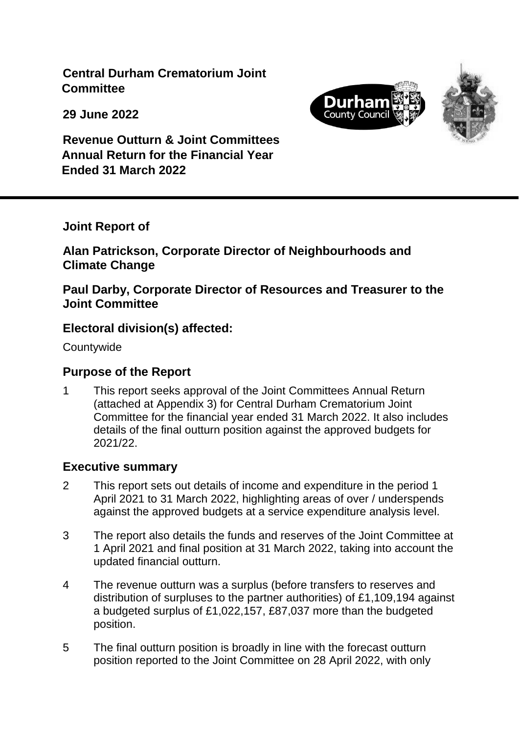**Central Durham Crematorium Joint Committee**

**29 June 2022**

**Revenue Outturn & Joint Committees Annual Return for the Financial Year Ended 31 March 2022**

---

**Joint Report of**

**Alan Patrickson, Corporate Director of Neighbourhoods and Climate Change**

**Paul Darby, Corporate Director of Resources and Treasurer to the Joint Committee**

## Electoral division(s) affected:

Countywide

## Purpose of the Report

1 This report seeks approval of the Joint Committees Annual Return (attached at Appendix 3) for Central Durham Crematorium Joint Committee for the financial year ended 31 March 2022. It also includes details of the final outturn position against the approved budgets for 2021/22.

## Executive summary

2 This report sets out details of income and expenditure in the period 1 April 2021 to 31 March 2022, highlighting areas of over / underspends against the approved budgets at a service expenditure analysis level.

3 The report also details the funds and reserves of the Joint Committee at 1 April 2021 and final position at 31 March 2022, taking into account the updated financial outturn.

4 The revenue outturn was a surplus (before transfers to reserves and distribution of surpluses to the partner authorities) of £1,109,194 against a budgeted surplus of £1,022,157, £87,037 more than the budgeted position.

5 The final outturn position is broadly in line with the forecast outturn position reported to the Joint Committee on 28 April 2022, with only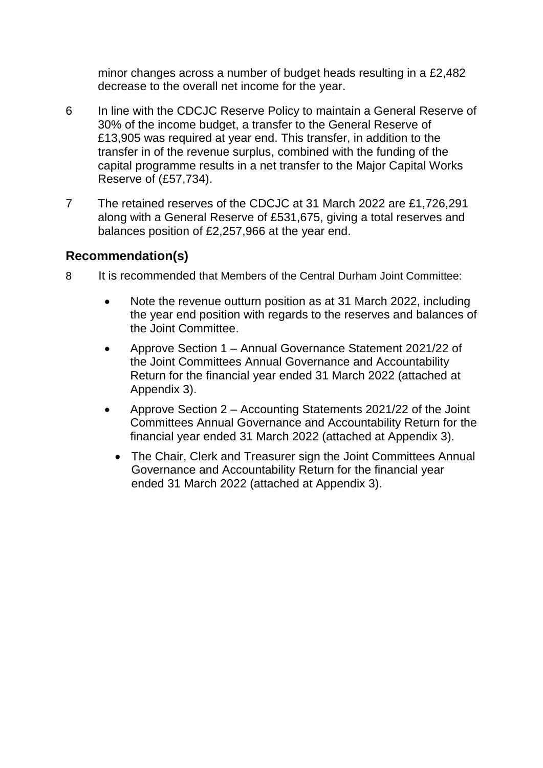minor changes across a number of budget heads resulting in a £2,482 decrease to the overall net income for the year.

6 In line with the CDCJC Reserve Policy to maintain a General Reserve of 30% of the income budget, a transfer to the General Reserve of £13,905 was required at year end. This transfer, in addition to the transfer in of the revenue surplus, combined with the funding of the capital programme results in a net transfer to the Major Capital Works Reserve of (£57,734).

7 The retained reserves of the CDCJC at 31 March 2022 are £1,726,291 along with a General Reserve of £531,675, giving a total reserves and balances position of £2,257,966 at the year end.

## Recommendation(s)

8 It is recommended that Members of the Central Durham Joint Committee:

- Note the revenue outturn position as at 31 March 2022, including the year end position with regards to the reserves and balances of the Joint Committee.
- Approve Section 1 – Annual Governance Statement 2021/22 of the Joint Committees Annual Governance and Accountability Return for the financial year ended 31 March 2022 (attached at Appendix 3).
- Approve Section 2 – Accounting Statements 2021/22 of the Joint Committees Annual Governance and Accountability Return for the financial year ended 31 March 2022 (attached at Appendix 3).
- The Chair, Clerk and Treasurer sign the Joint Committees Annual Governance and Accountability Return for the financial year ended 31 March 2022 (attached at Appendix 3).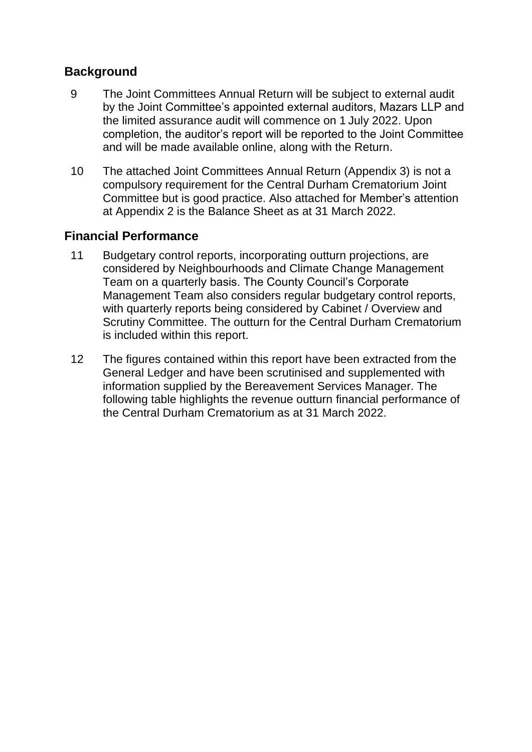## Background

9 The Joint Committees Annual Return will be subject to external audit by the Joint Committee's appointed external auditors, Mazars LLP and the limited assurance audit will commence on 1 July 2022. Upon completion, the auditor's report will be reported to the Joint Committee and will be made available online, along with the Return.

10 The attached Joint Committees Annual Return (Appendix 3) is not a compulsory requirement for the Central Durham Crematorium Joint Committee but is good practice. Also attached for Member's attention at Appendix 2 is the Balance Sheet as at 31 March 2022.

## Financial Performance

11 Budgetary control reports, incorporating outturn projections, are considered by Neighbourhoods and Climate Change Management Team on a quarterly basis. The County Council's Corporate Management Team also considers regular budgetary control reports, with quarterly reports being considered by Cabinet / Overview and Scrutiny Committee. The outturn for the Central Durham Crematorium is included within this report.

12 The figures contained within this report have been extracted from the General Ledger and have been scrutinised and supplemented with information supplied by the Bereavement Services Manager. The following table highlights the revenue outturn financial performance of the Central Durham Crematorium as at 31 March 2022.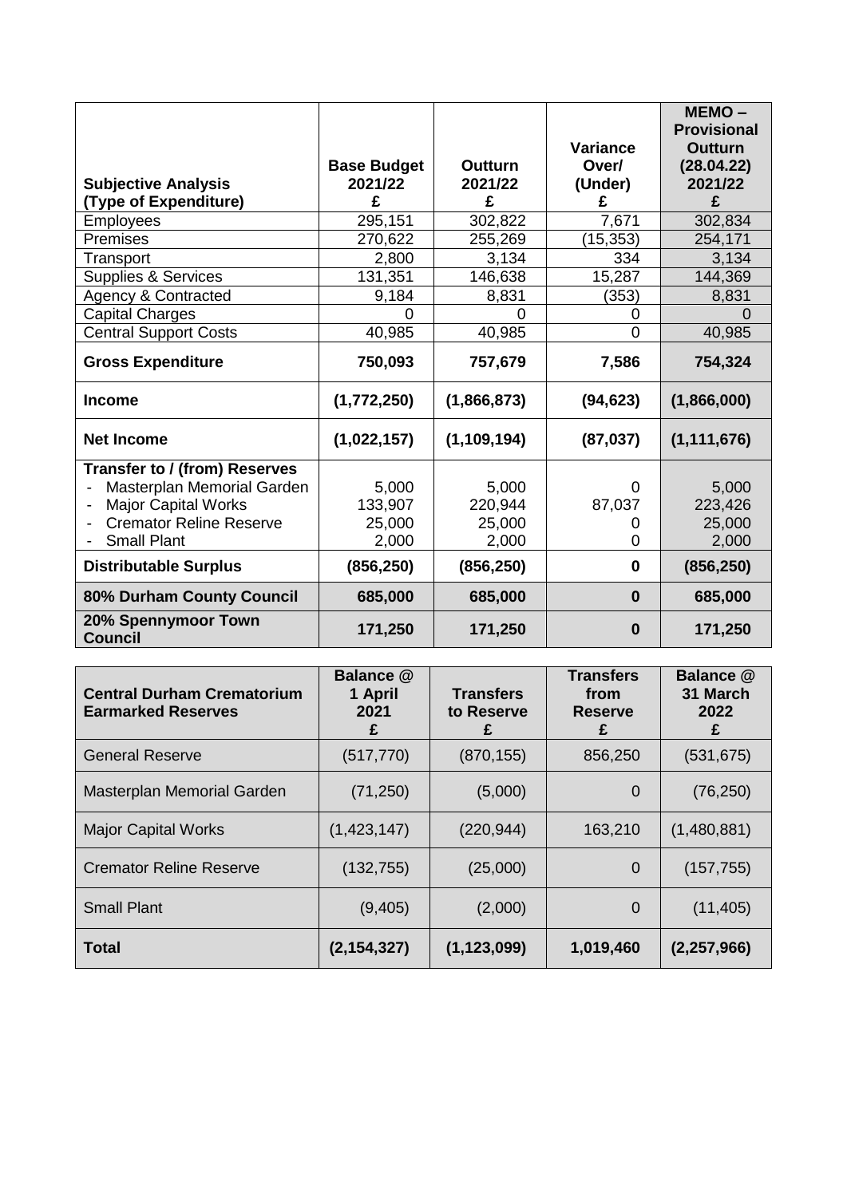| Subjective Analysis (Type of Expenditure) | Base Budget 2021/22 £ | Outturn 2021/22 £ | Variance Over/ (Under) £ | MEMO – Provisional Outturn (28.04.22) 2021/22 £ |
|---|---|---|---|---|
| Employees | 295,151 | 302,822 | 7,671 | 302,834 |
| Premises | 270,622 | 255,269 | (15,353) | 254,171 |
| Transport | 2,800 | 3,134 | 334 | 3,134 |
| Supplies & Services | 131,351 | 146,638 | 15,287 | 144,369 |
| Agency & Contracted | 9,184 | 8,831 | (353) | 8,831 |
| Capital Charges | 0 | 0 | 0 | 0 |
| Central Support Costs | 40,985 | 40,985 | 0 | 40,985 |
| **Gross Expenditure** | **750,093** | **757,679** | **7,586** | **754,324** |
| **Income** | **(1,772,250)** | **(1,866,873)** | **(94,623)** | **(1,866,000)** |
| **Net Income** | **(1,022,157)** | **(1,109,194)** | **(87,037)** | **(1,111,676)** |
| **Transfer to / (from) Reserves** | | | | |
| - Masterplan Memorial Garden | 5,000 | 5,000 | 0 | 5,000 |
| - Major Capital Works | 133,907 | 220,944 | 87,037 | 223,426 |
| - Cremator Reline Reserve | 25,000 | 25,000 | 0 | 25,000 |
| - Small Plant | 2,000 | 2,000 | 0 | 2,000 |
| **Distributable Surplus** | **(856,250)** | **(856,250)** | **0** | **(856,250)** |
| **80% Durham County Council** | **685,000** | **685,000** | **0** | **685,000** |
| **20% Spennymoor Town Council** | **171,250** | **171,250** | **0** | **171,250** |

| Central Durham Crematorium Earmarked Reserves | Balance @ 1 April 2021 £ | Transfers to Reserve £ | Transfers from Reserve £ | Balance @ 31 March 2022 £ |
|---|---|---|---|---|
| General Reserve | (517,770) | (870,155) | 856,250 | (531,675) |
| Masterplan Memorial Garden | (71,250) | (5,000) | 0 | (76,250) |
| Major Capital Works | (1,423,147) | (220,944) | 163,210 | (1,480,881) |
| Cremator Reline Reserve | (132,755) | (25,000) | 0 | (157,755) |
| Small Plant | (9,405) | (2,000) | 0 | (11,405) |
| **Total** | **(2,154,327)** | **(1,123,099)** | **1,019,460** | **(2,257,966)** |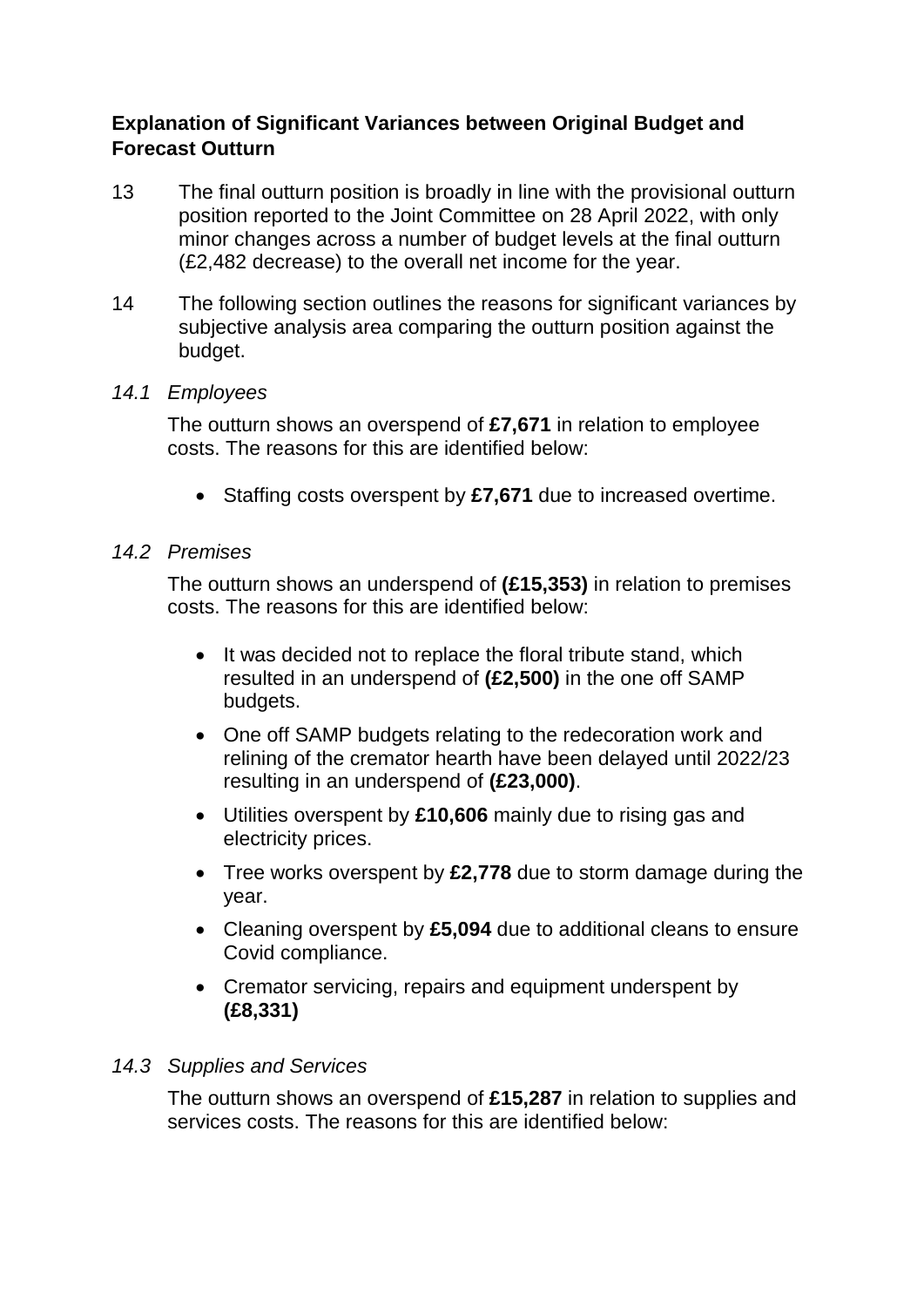**Explanation of Significant Variances between Original Budget and Forecast Outturn**

13 The final outturn position is broadly in line with the provisional outturn position reported to the Joint Committee on 28 April 2022, with only minor changes across a number of budget levels at the final outturn (£2,482 decrease) to the overall net income for the year.

14 The following section outlines the reasons for significant variances by subjective analysis area comparing the outturn position against the budget.

*14.1 Employees*

The outturn shows an overspend of **£7,671** in relation to employee costs. The reasons for this are identified below:

- Staffing costs overspent by **£7,671** due to increased overtime.

*14.2 Premises*

The outturn shows an underspend of **(£15,353)** in relation to premises costs. The reasons for this are identified below:

- It was decided not to replace the floral tribute stand, which resulted in an underspend of **(£2,500)** in the one off SAMP budgets.
- One off SAMP budgets relating to the redecoration work and relining of the cremator hearth have been delayed until 2022/23 resulting in an underspend of **(£23,000)**.
- Utilities overspent by **£10,606** mainly due to rising gas and electricity prices.
- Tree works overspent by **£2,778** due to storm damage during the year.
- Cleaning overspent by **£5,094** due to additional cleans to ensure Covid compliance.
- Cremator servicing, repairs and equipment underspent by **(£8,331)**

*14.3 Supplies and Services*

The outturn shows an overspend of **£15,287** in relation to supplies and services costs. The reasons for this are identified below: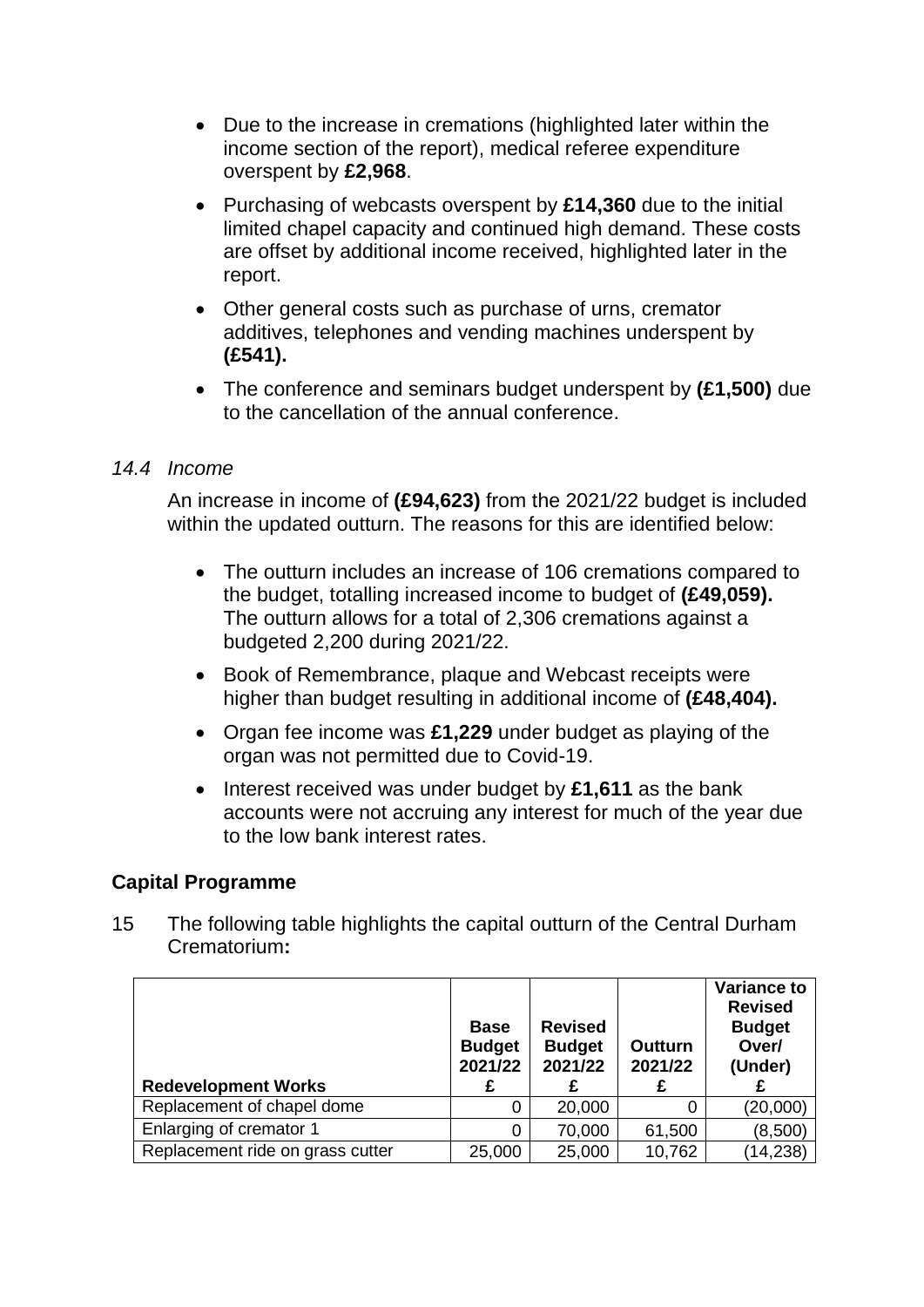- Due to the increase in cremations (highlighted later within the income section of the report), medical referee expenditure overspent by **£2,968**.
- Purchasing of webcasts overspent by **£14,360** due to the initial limited chapel capacity and continued high demand. These costs are offset by additional income received, highlighted later in the report.
- Other general costs such as purchase of urns, cremator additives, telephones and vending machines underspent by **(£541).**
- The conference and seminars budget underspent by **(£1,500)** due to the cancellation of the annual conference.

*14.4 Income*

An increase in income of **(£94,623)** from the 2021/22 budget is included within the updated outturn. The reasons for this are identified below:

- The outturn includes an increase of 106 cremations compared to the budget, totalling increased income to budget of **(£49,059).** The outturn allows for a total of 2,306 cremations against a budgeted 2,200 during 2021/22.
- Book of Remembrance, plaque and Webcast receipts were higher than budget resulting in additional income of **(£48,404).**
- Organ fee income was **£1,229** under budget as playing of the organ was not permitted due to Covid-19.
- Interest received was under budget by **£1,611** as the bank accounts were not accruing any interest for much of the year due to the low bank interest rates.

**Capital Programme**

15 The following table highlights the capital outturn of the Central Durham Crematorium**:**

| Redevelopment Works | Base Budget 2021/22 £ | Revised Budget 2021/22 £ | Outturn 2021/22 £ | Variance to Revised Budget Over/ (Under) £ |
|---|---|---|---|---|
| Replacement of chapel dome | 0 | 20,000 | 0 | (20,000) |
| Enlarging of cremator 1 | 0 | 70,000 | 61,500 | (8,500) |
| Replacement ride on grass cutter | 25,000 | 25,000 | 10,762 | (14,238) |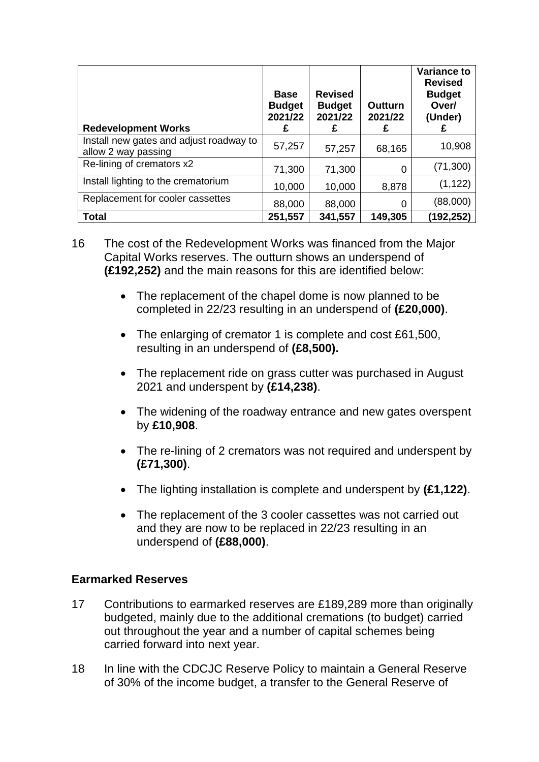| Redevelopment Works | Base Budget 2021/22 £ | Revised Budget 2021/22 £ | Outturn 2021/22 £ | Variance to Revised Budget Over/ (Under) £ |
|---|---|---|---|---|
| Install new gates and adjust roadway to allow 2 way passing | 57,257 | 57,257 | 68,165 | 10,908 |
| Re-lining of cremators x2 | 71,300 | 71,300 | 0 | (71,300) |
| Install lighting to the crematorium | 10,000 | 10,000 | 8,878 | (1,122) |
| Replacement for cooler cassettes | 88,000 | 88,000 | 0 | (88,000) |
| **Total** | **251,557** | **341,557** | **149,305** | **(192,252)** |

16 The cost of the Redevelopment Works was financed from the Major Capital Works reserves. The outturn shows an underspend of **(£192,252)** and the main reasons for this are identified below:

- The replacement of the chapel dome is now planned to be completed in 22/23 resulting in an underspend of **(£20,000)**.
- The enlarging of cremator 1 is complete and cost £61,500, resulting in an underspend of **(£8,500).**
- The replacement ride on grass cutter was purchased in August 2021 and underspent by **(£14,238)**.
- The widening of the roadway entrance and new gates overspent by **£10,908**.
- The re-lining of 2 cremators was not required and underspent by **(£71,300)**.
- The lighting installation is complete and underspent by **(£1,122)**.
- The replacement of the 3 cooler cassettes was not carried out and they are now to be replaced in 22/23 resulting in an underspend of **(£88,000)**.

## Earmarked Reserves

17 Contributions to earmarked reserves are £189,289 more than originally budgeted, mainly due to the additional cremations (to budget) carried out throughout the year and a number of capital schemes being carried forward into next year.

18 In line with the CDCJC Reserve Policy to maintain a General Reserve of 30% of the income budget, a transfer to the General Reserve of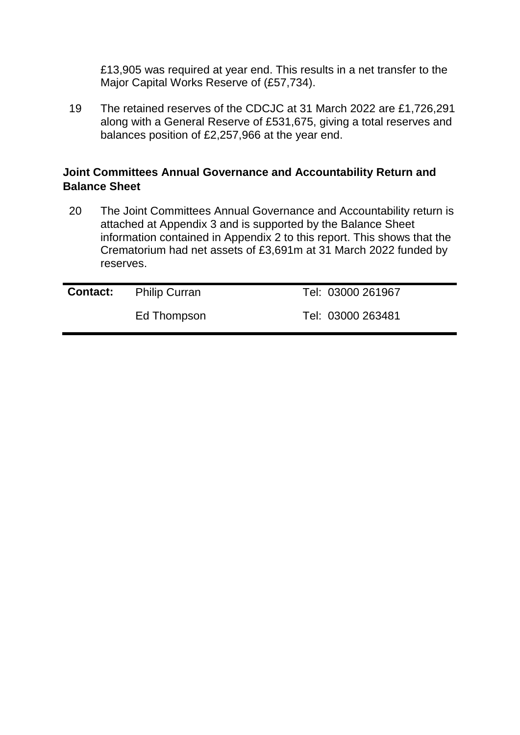£13,905 was required at year end. This results in a net transfer to the Major Capital Works Reserve of (£57,734).

19 The retained reserves of the CDCJC at 31 March 2022 are £1,726,291 along with a General Reserve of £531,675, giving a total reserves and balances position of £2,257,966 at the year end.

**Joint Committees Annual Governance and Accountability Return and Balance Sheet**

20 The Joint Committees Annual Governance and Accountability return is attached at Appendix 3 and is supported by the Balance Sheet information contained in Appendix 2 to this report. This shows that the Crematorium had net assets of £3,691m at 31 March 2022 funded by reserves.

| **Contact:** | Philip Curran | Tel: 03000 261967 |
|---|---|---|
| | Ed Thompson | Tel: 03000 263481 |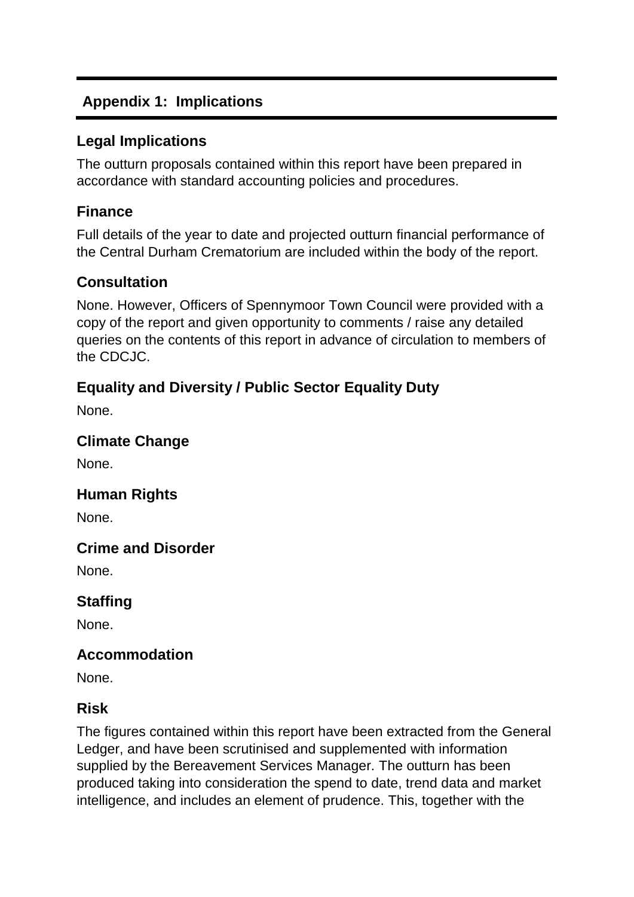## Appendix 1: Implications

### Legal Implications

The outturn proposals contained within this report have been prepared in accordance with standard accounting policies and procedures.

### Finance

Full details of the year to date and projected outturn financial performance of the Central Durham Crematorium are included within the body of the report.

### Consultation

None. However, Officers of Spennymoor Town Council were provided with a copy of the report and given opportunity to comments / raise any detailed queries on the contents of this report in advance of circulation to members of the CDCJC.

### Equality and Diversity / Public Sector Equality Duty

None.

### Climate Change

None.

### Human Rights

None.

### Crime and Disorder

None.

### Staffing

None.

### Accommodation

None.

### Risk

The figures contained within this report have been extracted from the General Ledger, and have been scrutinised and supplemented with information supplied by the Bereavement Services Manager. The outturn has been produced taking into consideration the spend to date, trend data and market intelligence, and includes an element of prudence. This, together with the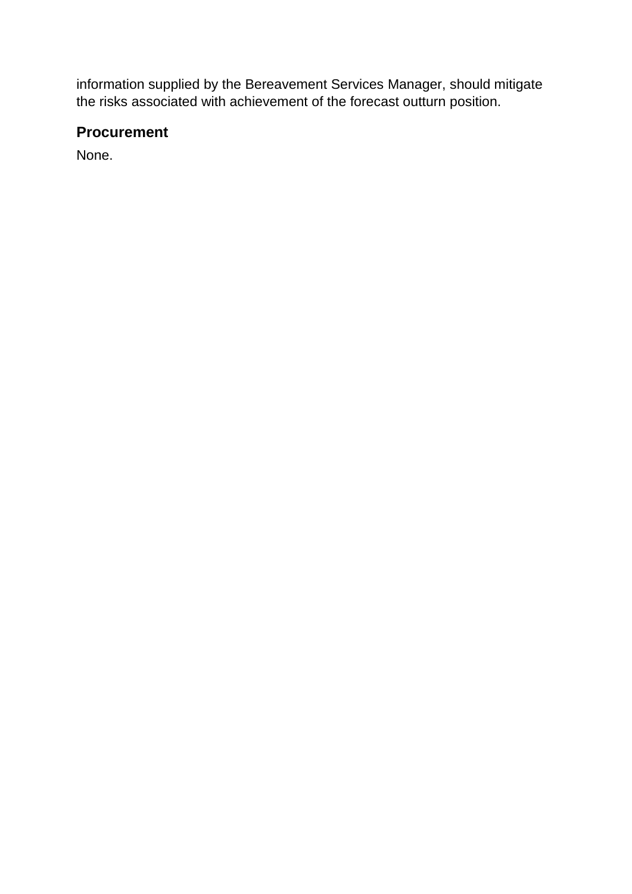information supplied by the Bereavement Services Manager, should mitigate the risks associated with achievement of the forecast outturn position.

### Procurement

None.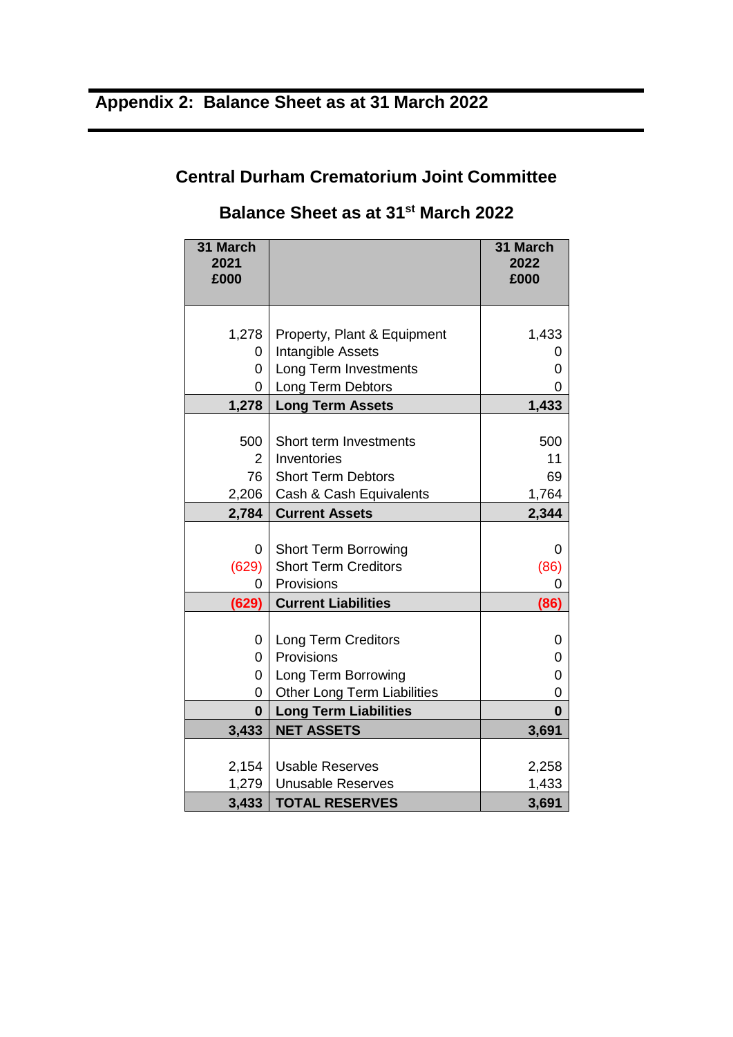# Appendix 2: Balance Sheet as at 31 March 2022

## Central Durham Crematorium Joint Committee

### Balance Sheet as at 31st March 2022

| 31 March 2021 £000 | | 31 March 2022 £000 |
|---|---|---|
| 1,278 | Property, Plant & Equipment | 1,433 |
| 0 | Intangible Assets | 0 |
| 0 | Long Term Investments | 0 |
| 0 | Long Term Debtors | 0 |
| **1,278** | **Long Term Assets** | **1,433** |
| 500 | Short term Investments | 500 |
| 2 | Inventories | 11 |
| 76 | Short Term Debtors | 69 |
| 2,206 | Cash & Cash Equivalents | 1,764 |
| **2,784** | **Current Assets** | **2,344** |
| 0 | Short Term Borrowing | 0 |
| (629) | Short Term Creditors | (86) |
| 0 | Provisions | 0 |
| **(629)** | **Current Liabilities** | **(86)** |
| 0 | Long Term Creditors | 0 |
| 0 | Provisions | 0 |
| 0 | Long Term Borrowing | 0 |
| 0 | Other Long Term Liabilities | 0 |
| **0** | **Long Term Liabilities** | **0** |
| **3,433** | **NET ASSETS** | **3,691** |
| 2,154 | Usable Reserves | 2,258 |
| 1,279 | Unusable Reserves | 1,433 |
| **3,433** | **TOTAL RESERVES** | **3,691** |